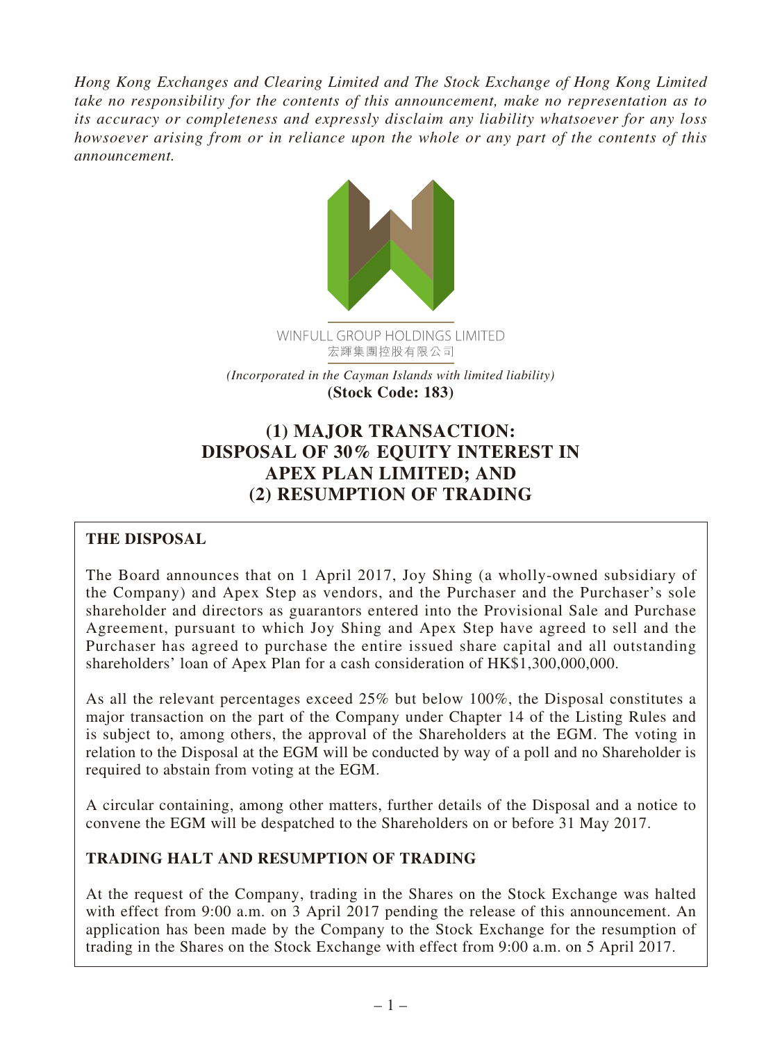*Hong Kong Exchanges and Clearing Limited and The Stock Exchange of Hong Kong Limited take no responsibility for the contents of this announcement, make no representation as to its accuracy or completeness and expressly disclaim any liability whatsoever for any loss howsoever arising from or in reliance upon the whole or any part of the contents of this announcement.*

WINFULL GROUP HOLDINGS LIMITED
宏輝集團控股有限公司

*(Incorporated in the Cayman Islands with limited liability)*
**(Stock Code: 183)**

# (1) MAJOR TRANSACTION: DISPOSAL OF 30% EQUITY INTEREST IN APEX PLAN LIMITED; AND (2) RESUMPTION OF TRADING

## THE DISPOSAL

The Board announces that on 1 April 2017, Joy Shing (a wholly-owned subsidiary of the Company) and Apex Step as vendors, and the Purchaser and the Purchaser's sole shareholder and directors as guarantors entered into the Provisional Sale and Purchase Agreement, pursuant to which Joy Shing and Apex Step have agreed to sell and the Purchaser has agreed to purchase the entire issued share capital and all outstanding shareholders' loan of Apex Plan for a cash consideration of HK$1,300,000,000.

As all the relevant percentages exceed 25% but below 100%, the Disposal constitutes a major transaction on the part of the Company under Chapter 14 of the Listing Rules and is subject to, among others, the approval of the Shareholders at the EGM. The voting in relation to the Disposal at the EGM will be conducted by way of a poll and no Shareholder is required to abstain from voting at the EGM.

A circular containing, among other matters, further details of the Disposal and a notice to convene the EGM will be despatched to the Shareholders on or before 31 May 2017.

## TRADING HALT AND RESUMPTION OF TRADING

At the request of the Company, trading in the Shares on the Stock Exchange was halted with effect from 9:00 a.m. on 3 April 2017 pending the release of this announcement. An application has been made by the Company to the Stock Exchange for the resumption of trading in the Shares on the Stock Exchange with effect from 9:00 a.m. on 5 April 2017.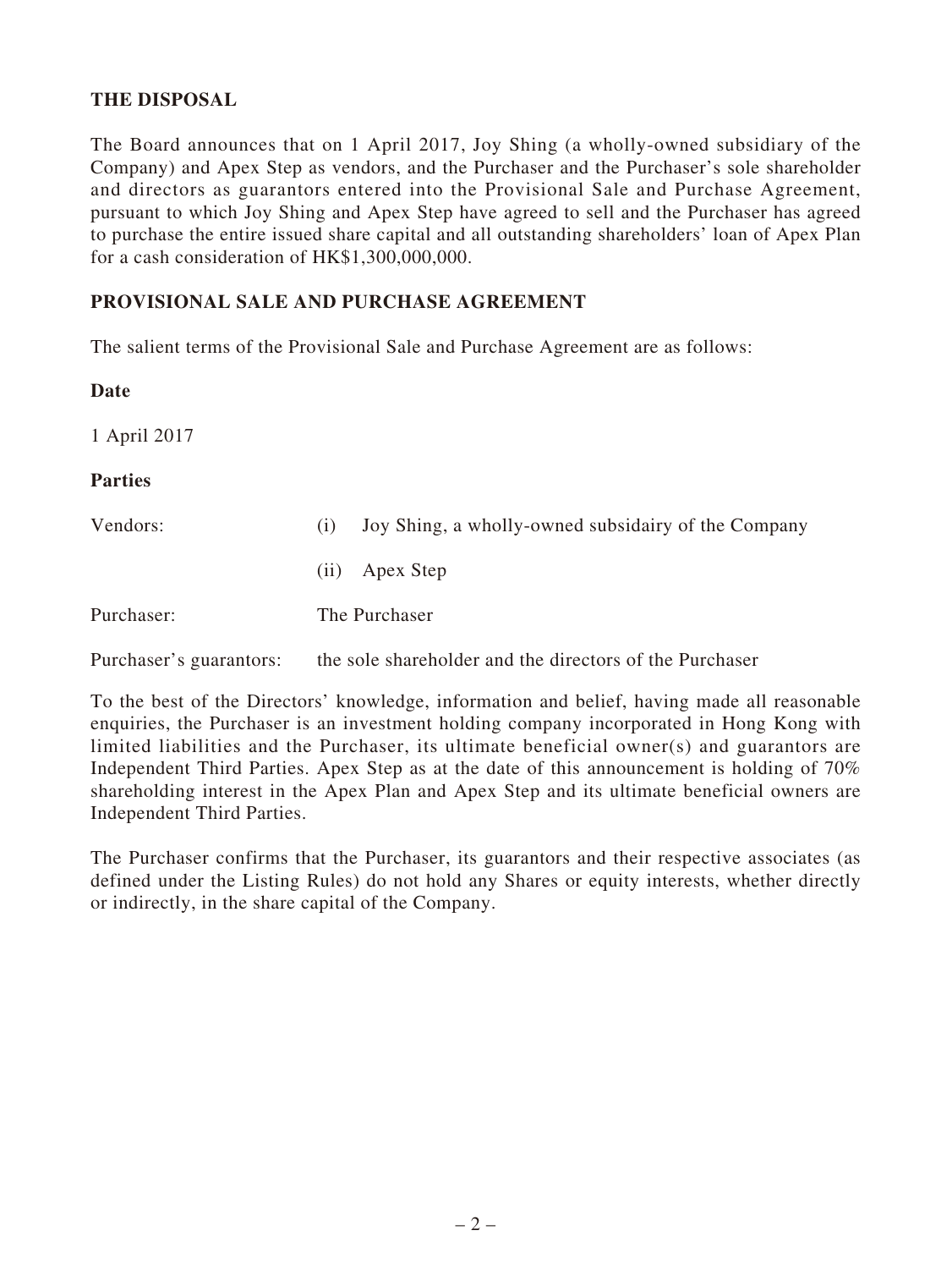## THE DISPOSAL

The Board announces that on 1 April 2017, Joy Shing (a wholly-owned subsidiary of the Company) and Apex Step as vendors, and the Purchaser and the Purchaser's sole shareholder and directors as guarantors entered into the Provisional Sale and Purchase Agreement, pursuant to which Joy Shing and Apex Step have agreed to sell and the Purchaser has agreed to purchase the entire issued share capital and all outstanding shareholders' loan of Apex Plan for a cash consideration of HK$1,300,000,000.

## PROVISIONAL SALE AND PURCHASE AGREEMENT

The salient terms of the Provisional Sale and Purchase Agreement are as follows:

**Date**

1 April 2017

**Parties**

| | |
|---|---|
| Vendors: | (i) Joy Shing, a wholly-owned subsidairy of the Company |
| | (ii) Apex Step |
| Purchaser: | The Purchaser |
| Purchaser's guarantors: | the sole shareholder and the directors of the Purchaser |

To the best of the Directors' knowledge, information and belief, having made all reasonable enquiries, the Purchaser is an investment holding company incorporated in Hong Kong with limited liabilities and the Purchaser, its ultimate beneficial owner(s) and guarantors are Independent Third Parties. Apex Step as at the date of this announcement is holding of 70% shareholding interest in the Apex Plan and Apex Step and its ultimate beneficial owners are Independent Third Parties.

The Purchaser confirms that the Purchaser, its guarantors and their respective associates (as defined under the Listing Rules) do not hold any Shares or equity interests, whether directly or indirectly, in the share capital of the Company.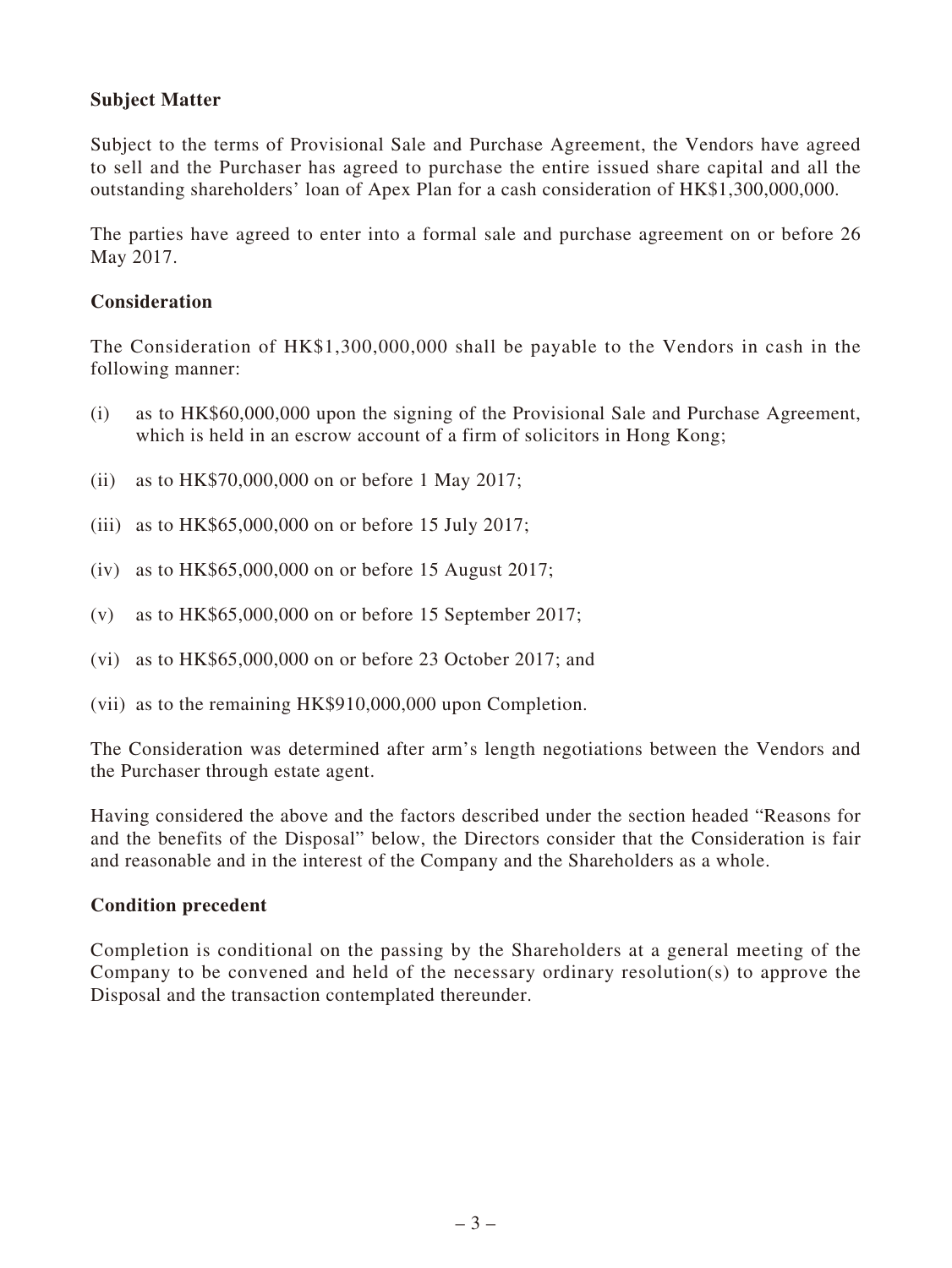**Subject Matter**

Subject to the terms of Provisional Sale and Purchase Agreement, the Vendors have agreed to sell and the Purchaser has agreed to purchase the entire issued share capital and all the outstanding shareholders' loan of Apex Plan for a cash consideration of HK$1,300,000,000.

The parties have agreed to enter into a formal sale and purchase agreement on or before 26 May 2017.

**Consideration**

The Consideration of HK$1,300,000,000 shall be payable to the Vendors in cash in the following manner:

(i) as to HK$60,000,000 upon the signing of the Provisional Sale and Purchase Agreement, which is held in an escrow account of a firm of solicitors in Hong Kong;

(ii) as to HK$70,000,000 on or before 1 May 2017;

(iii) as to HK$65,000,000 on or before 15 July 2017;

(iv) as to HK$65,000,000 on or before 15 August 2017;

(v) as to HK$65,000,000 on or before 15 September 2017;

(vi) as to HK$65,000,000 on or before 23 October 2017; and

(vii) as to the remaining HK$910,000,000 upon Completion.

The Consideration was determined after arm's length negotiations between the Vendors and the Purchaser through estate agent.

Having considered the above and the factors described under the section headed "Reasons for and the benefits of the Disposal" below, the Directors consider that the Consideration is fair and reasonable and in the interest of the Company and the Shareholders as a whole.

**Condition precedent**

Completion is conditional on the passing by the Shareholders at a general meeting of the Company to be convened and held of the necessary ordinary resolution(s) to approve the Disposal and the transaction contemplated thereunder.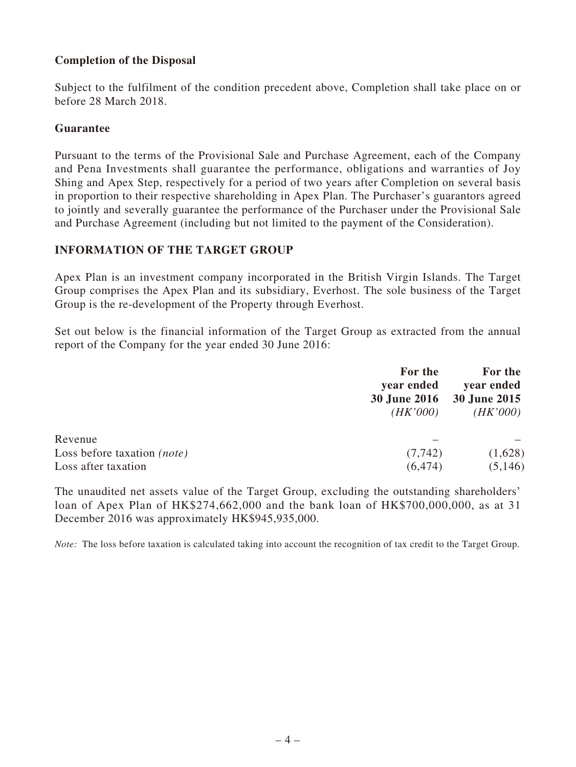**Completion of the Disposal**

Subject to the fulfilment of the condition precedent above, Completion shall take place on or before 28 March 2018.

**Guarantee**

Pursuant to the terms of the Provisional Sale and Purchase Agreement, each of the Company and Pena Investments shall guarantee the performance, obligations and warranties of Joy Shing and Apex Step, respectively for a period of two years after Completion on several basis in proportion to their respective shareholding in Apex Plan. The Purchaser's guarantors agreed to jointly and severally guarantee the performance of the Purchaser under the Provisional Sale and Purchase Agreement (including but not limited to the payment of the Consideration).

## INFORMATION OF THE TARGET GROUP

Apex Plan is an investment company incorporated in the British Virgin Islands. The Target Group comprises the Apex Plan and its subsidiary, Everhost. The sole business of the Target Group is the re-development of the Property through Everhost.

Set out below is the financial information of the Target Group as extracted from the annual report of the Company for the year ended 30 June 2016:

| | **For the year ended 30 June 2016** *(HK'000)* | **For the year ended 30 June 2015** *(HK'000)* |
|---|---|---|
| Revenue | – | – |
| Loss before taxation *(note)* | (7,742) | (1,628) |
| Loss after taxation | (6,474) | (5,146) |

The unaudited net assets value of the Target Group, excluding the outstanding shareholders' loan of Apex Plan of HK$274,662,000 and the bank loan of HK$700,000,000, as at 31 December 2016 was approximately HK$945,935,000.

*Note:* The loss before taxation is calculated taking into account the recognition of tax credit to the Target Group.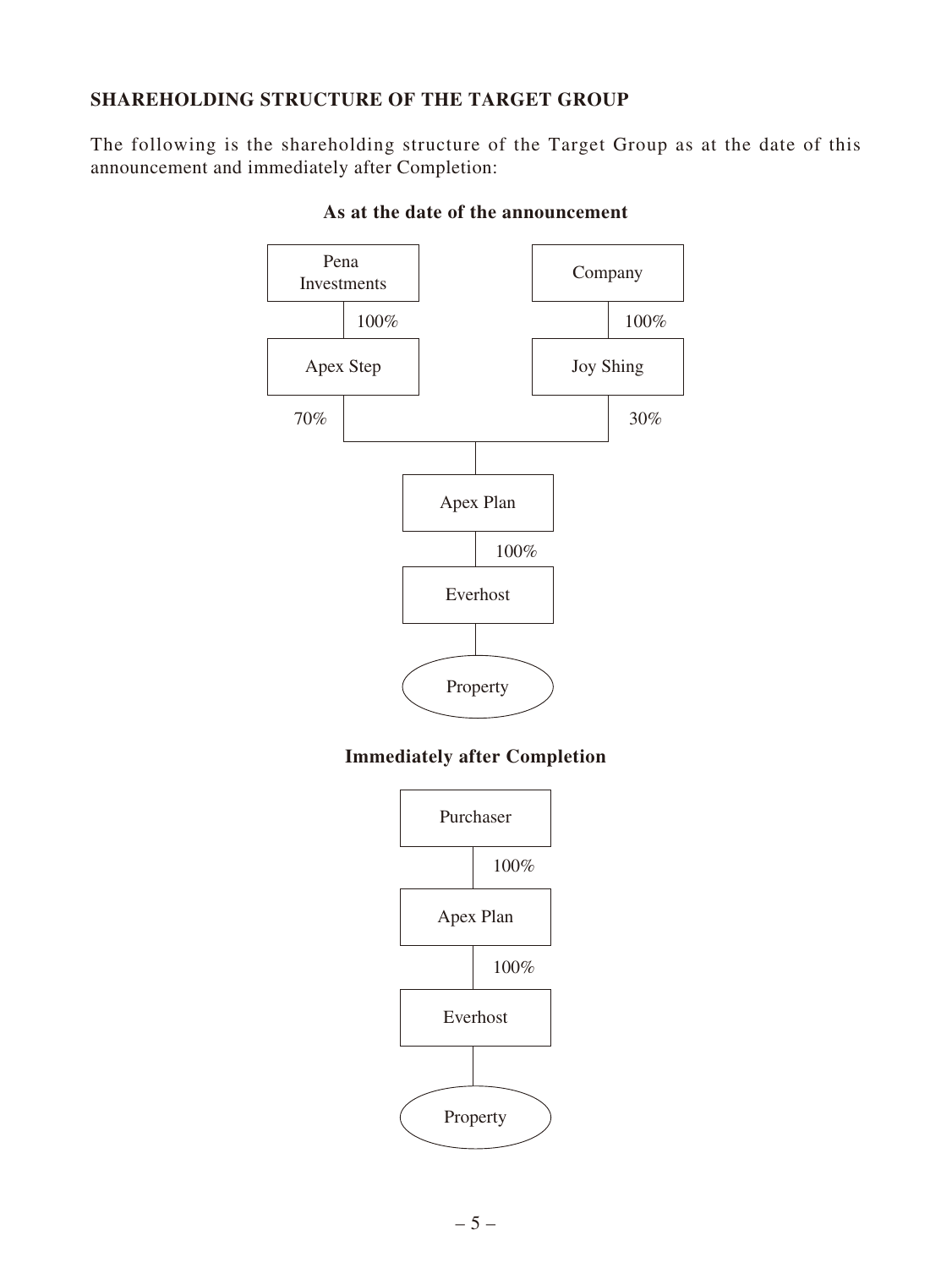## SHAREHOLDING STRUCTURE OF THE TARGET GROUP

The following is the shareholding structure of the Target Group as at the date of this announcement and immediately after Completion:

**As at the date of the announcement**

```
   Pena Investments              Company
         |                          |
       100%                       100%
         |                          |
     Apex Step                  Joy Shing
         |                          |
        70%                        30%
         |__________________________|
                      |
                  Apex Plan
                      |
                    100%
                      |
                  Everhost
                      |
                  (Property)
```

**Immediately after Completion**

```
                  Purchaser
                      |
                    100%
                      |
                  Apex Plan
                      |
                    100%
                      |
                  Everhost
                      |
                  (Property)
```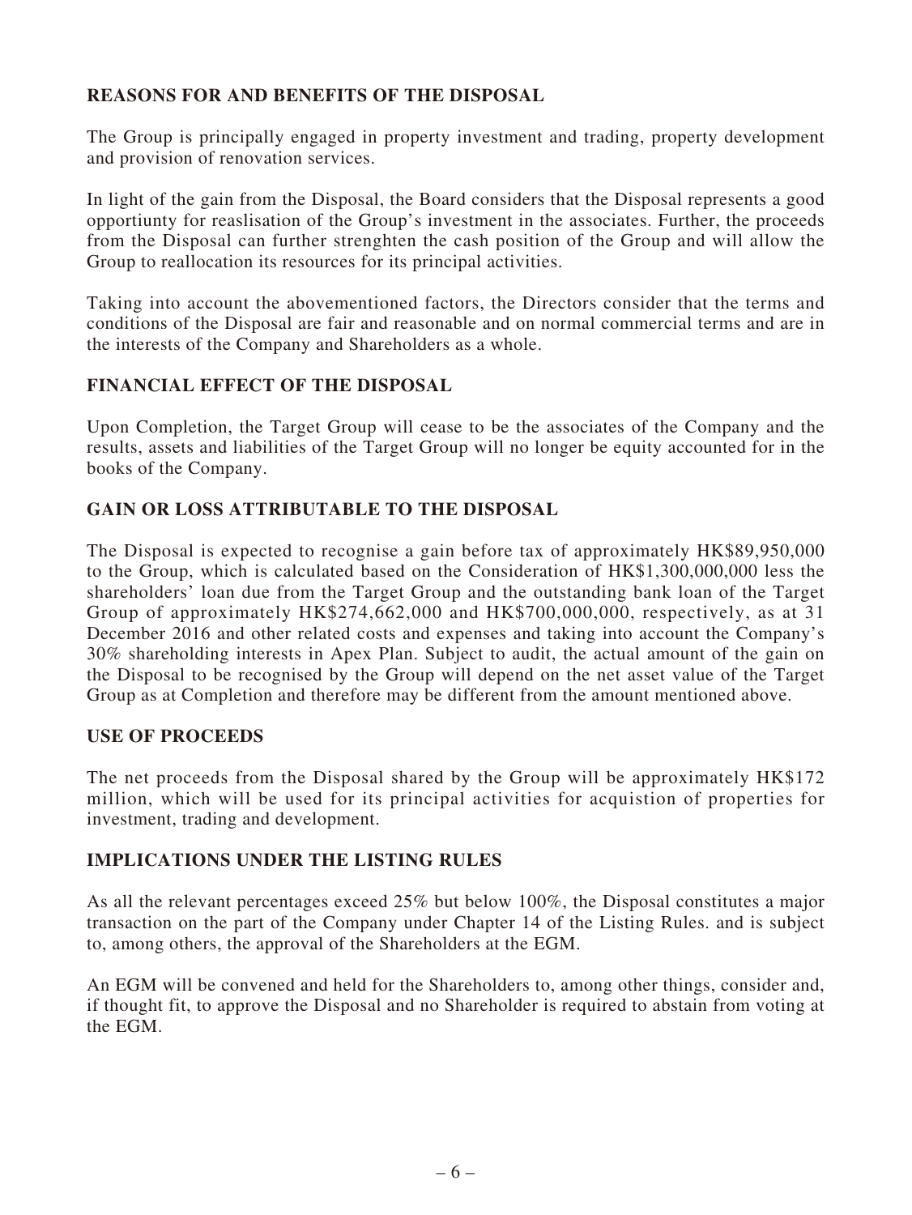## REASONS FOR AND BENEFITS OF THE DISPOSAL

The Group is principally engaged in property investment and trading, property development and provision of renovation services.

In light of the gain from the Disposal, the Board considers that the Disposal represents a good opportiunty for reaslisation of the Group's investment in the associates. Further, the proceeds from the Disposal can further strenghten the cash position of the Group and will allow the Group to reallocation its resources for its principal activities.

Taking into account the abovementioned factors, the Directors consider that the terms and conditions of the Disposal are fair and reasonable and on normal commercial terms and are in the interests of the Company and Shareholders as a whole.

## FINANCIAL EFFECT OF THE DISPOSAL

Upon Completion, the Target Group will cease to be the associates of the Company and the results, assets and liabilities of the Target Group will no longer be equity accounted for in the books of the Company.

## GAIN OR LOSS ATTRIBUTABLE TO THE DISPOSAL

The Disposal is expected to recognise a gain before tax of approximately HK$89,950,000 to the Group, which is calculated based on the Consideration of HK$1,300,000,000 less the shareholders' loan due from the Target Group and the outstanding bank loan of the Target Group of approximately HK$274,662,000 and HK$700,000,000, respectively, as at 31 December 2016 and other related costs and expenses and taking into account the Company's 30% shareholding interests in Apex Plan. Subject to audit, the actual amount of the gain on the Disposal to be recognised by the Group will depend on the net asset value of the Target Group as at Completion and therefore may be different from the amount mentioned above.

## USE OF PROCEEDS

The net proceeds from the Disposal shared by the Group will be approximately HK$172 million, which will be used for its principal activities for acquistion of properties for investment, trading and development.

## IMPLICATIONS UNDER THE LISTING RULES

As all the relevant percentages exceed 25% but below 100%, the Disposal constitutes a major transaction on the part of the Company under Chapter 14 of the Listing Rules. and is subject to, among others, the approval of the Shareholders at the EGM.

An EGM will be convened and held for the Shareholders to, among other things, consider and, if thought fit, to approve the Disposal and no Shareholder is required to abstain from voting at the EGM.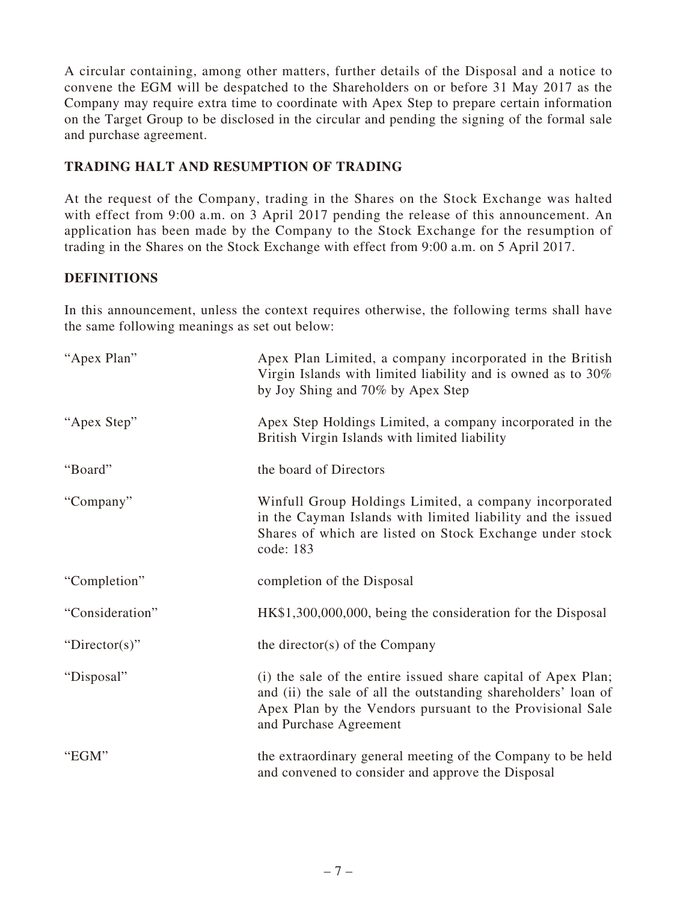A circular containing, among other matters, further details of the Disposal and a notice to convene the EGM will be despatched to the Shareholders on or before 31 May 2017 as the Company may require extra time to coordinate with Apex Step to prepare certain information on the Target Group to be disclosed in the circular and pending the signing of the formal sale and purchase agreement.

## TRADING HALT AND RESUMPTION OF TRADING

At the request of the Company, trading in the Shares on the Stock Exchange was halted with effect from 9:00 a.m. on 3 April 2017 pending the release of this announcement. An application has been made by the Company to the Stock Exchange for the resumption of trading in the Shares on the Stock Exchange with effect from 9:00 a.m. on 5 April 2017.

## DEFINITIONS

In this announcement, unless the context requires otherwise, the following terms shall have the same following meanings as set out below:

| | |
|---|---|
| "Apex Plan" | Apex Plan Limited, a company incorporated in the British Virgin Islands with limited liability and is owned as to 30% by Joy Shing and 70% by Apex Step |
| "Apex Step" | Apex Step Holdings Limited, a company incorporated in the British Virgin Islands with limited liability |
| "Board" | the board of Directors |
| "Company" | Winfull Group Holdings Limited, a company incorporated in the Cayman Islands with limited liability and the issued Shares of which are listed on Stock Exchange under stock code: 183 |
| "Completion" | completion of the Disposal |
| "Consideration" | HK$1,300,000,000, being the consideration for the Disposal |
| "Director(s)" | the director(s) of the Company |
| "Disposal" | (i) the sale of the entire issued share capital of Apex Plan; and (ii) the sale of all the outstanding shareholders' loan of Apex Plan by the Vendors pursuant to the Provisional Sale and Purchase Agreement |
| "EGM" | the extraordinary general meeting of the Company to be held and convened to consider and approve the Disposal |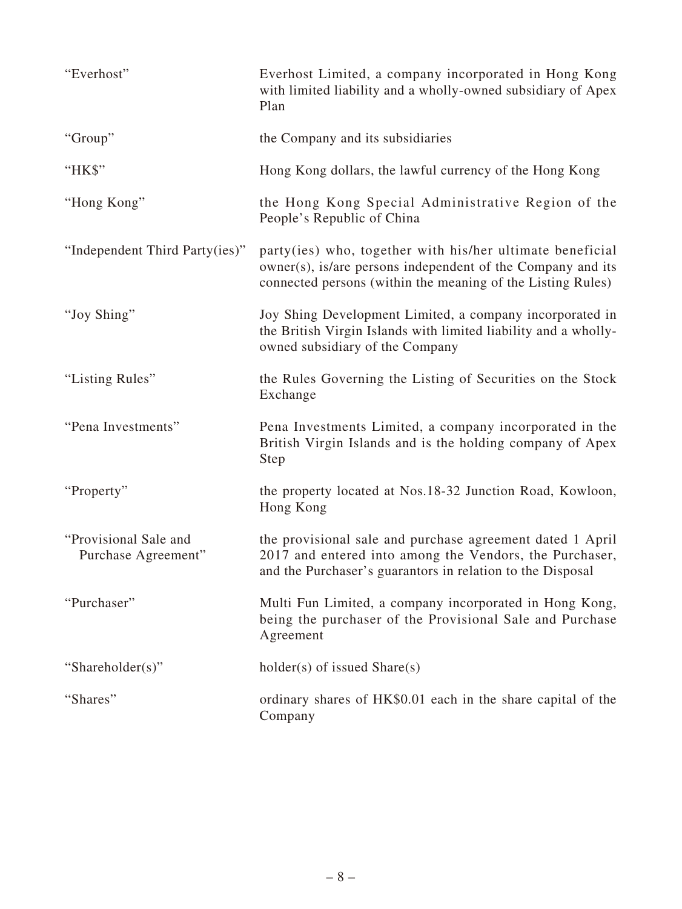| | |
|---|---|
| "Everhost" | Everhost Limited, a company incorporated in Hong Kong with limited liability and a wholly-owned subsidiary of Apex Plan |
| "Group" | the Company and its subsidiaries |
| "HK$" | Hong Kong dollars, the lawful currency of the Hong Kong |
| "Hong Kong" | the Hong Kong Special Administrative Region of the People's Republic of China |
| "Independent Third Party(ies)" | party(ies) who, together with his/her ultimate beneficial owner(s), is/are persons independent of the Company and its connected persons (within the meaning of the Listing Rules) |
| "Joy Shing" | Joy Shing Development Limited, a company incorporated in the British Virgin Islands with limited liability and a wholly-owned subsidiary of the Company |
| "Listing Rules" | the Rules Governing the Listing of Securities on the Stock Exchange |
| "Pena Investments" | Pena Investments Limited, a company incorporated in the British Virgin Islands and is the holding company of Apex Step |
| "Property" | the property located at Nos.18-32 Junction Road, Kowloon, Hong Kong |
| "Provisional Sale and Purchase Agreement" | the provisional sale and purchase agreement dated 1 April 2017 and entered into among the Vendors, the Purchaser, and the Purchaser's guarantors in relation to the Disposal |
| "Purchaser" | Multi Fun Limited, a company incorporated in Hong Kong, being the purchaser of the Provisional Sale and Purchase Agreement |
| "Shareholder(s)" | holder(s) of issued Share(s) |
| "Shares" | ordinary shares of HK$0.01 each in the share capital of the Company |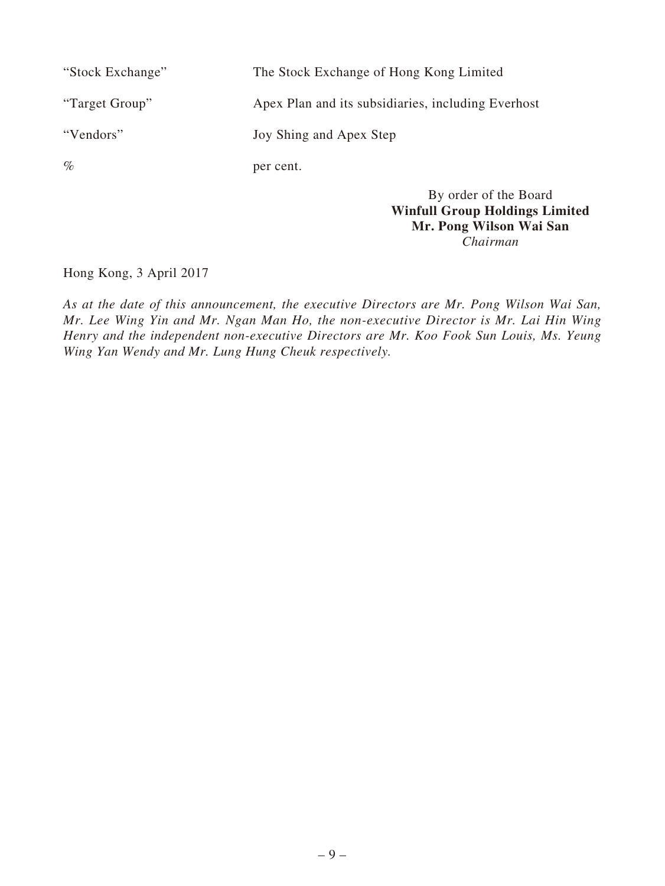| | |
|---|---|
| "Stock Exchange" | The Stock Exchange of Hong Kong Limited |
| "Target Group" | Apex Plan and its subsidiaries, including Everhost |
| "Vendors" | Joy Shing and Apex Step |
| % | per cent. |

By order of the Board
**Winfull Group Holdings Limited**
**Mr. Pong Wilson Wai San**
*Chairman*

Hong Kong, 3 April 2017

*As at the date of this announcement, the executive Directors are Mr. Pong Wilson Wai San, Mr. Lee Wing Yin and Mr. Ngan Man Ho, the non-executive Director is Mr. Lai Hin Wing Henry and the independent non-executive Directors are Mr. Koo Fook Sun Louis, Ms. Yeung Wing Yan Wendy and Mr. Lung Hung Cheuk respectively.*